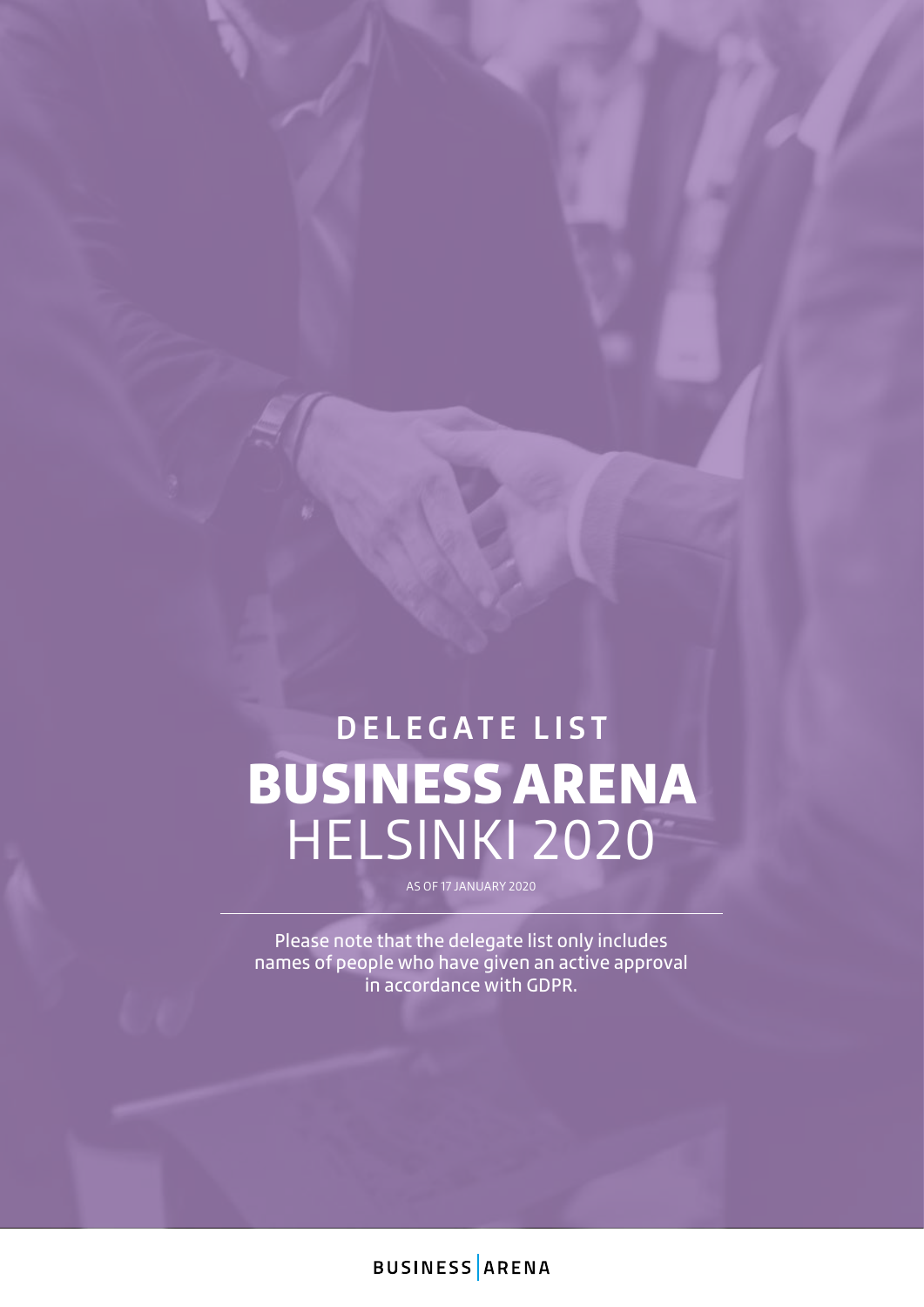# DELEGATE LIST

# BUSINESS ARENA HELSINKI 2020

AS OF 17 JANUARY 2020

Please note that the delegate list only includes names of people who have given an active approval in accordance with GDPR.

BUSINESS | ARENA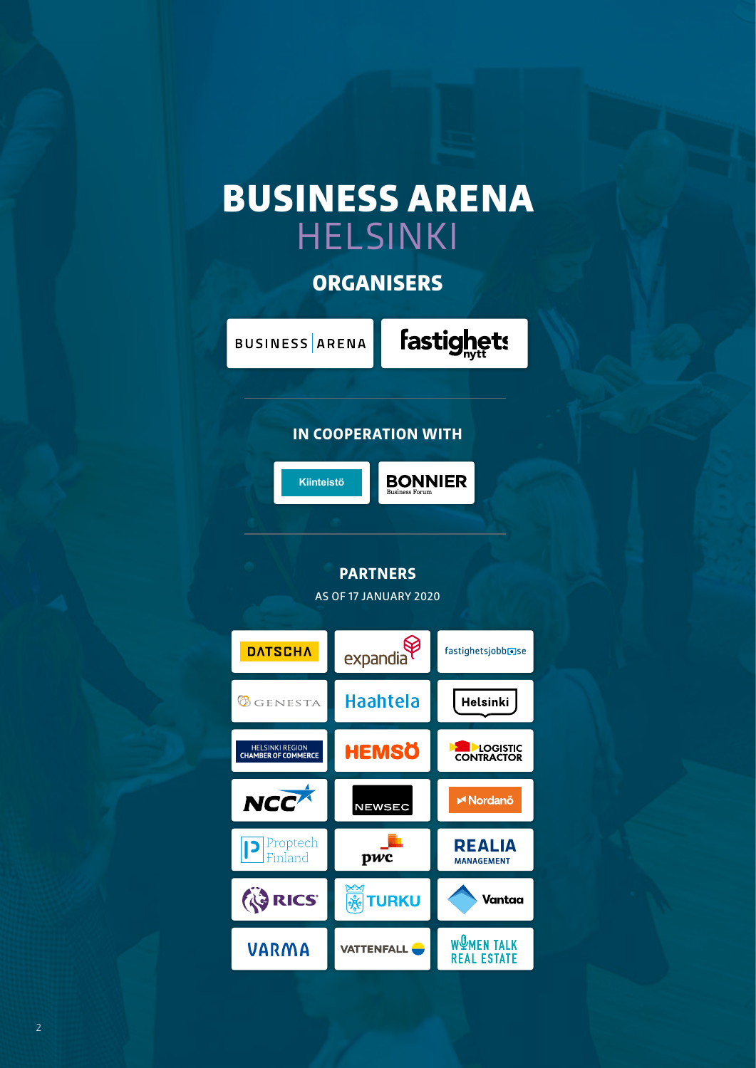# BUSINESS ARENA HELSINKI

## ORGANISERS

BUSINESS | ARENA

fastighetsnytt

## IN COOPERATION WITH

Kiinteistö

BONNIER Business Forum

## PARTNERS

AS OF 17 JANUARY 2020

DATSCHA

expandia

fastighetsjobb.se

GENESTA

Haahtela

Helsinki

HELSINKI REGION CHAMBER OF COMMERCE

HEMSÖ

LOGISTIC CONTRACTOR

NCC

NEWSEC

Nordanö

Proptech Finland

pwc

REALIA MANAGEMENT

RICS

TURKU

Vantaa

VARMA

VATTENFALL

WOMEN TALK REAL ESTATE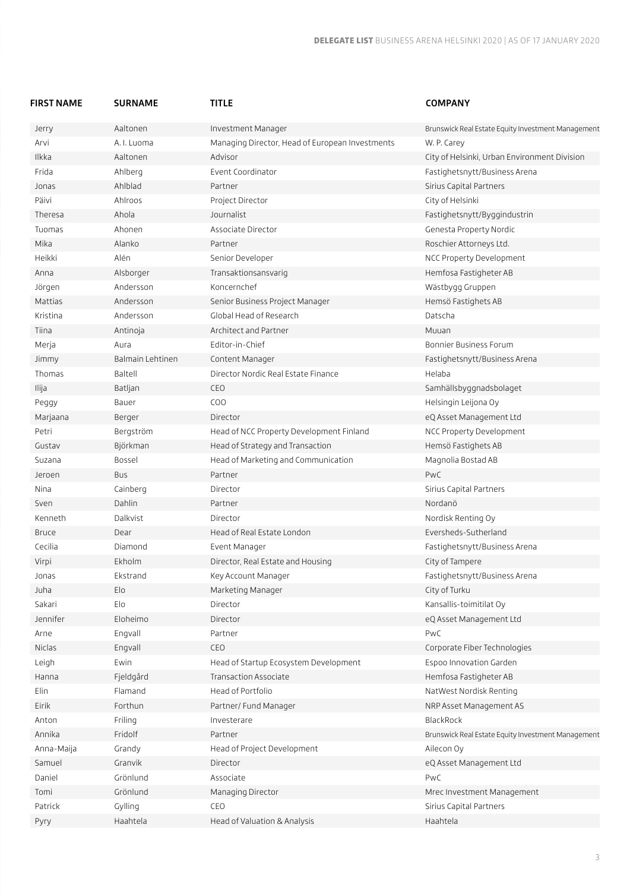| FIRST NAME | SURNAME | TITLE | COMPANY |
|---|---|---|---|
| Jerry | Aaltonen | Investment Manager | Brunswick Real Estate Equity Investment Management |
| Arvi | A. I. Luoma | Managing Director, Head of European Investments | W. P. Carey |
| Ilkka | Aaltonen | Advisor | City of Helsinki, Urban Environment Division |
| Frida | Ahlberg | Event Coordinator | Fastighetsnytt/Business Arena |
| Jonas | Ahlblad | Partner | Sirius Capital Partners |
| Päivi | Ahlroos | Project Director | City of Helsinki |
| Theresa | Ahola | Journalist | Fastighetsnytt/Byggindustrin |
| Tuomas | Ahonen | Associate Director | Genesta Property Nordic |
| Mika | Alanko | Partner | Roschier Attorneys Ltd. |
| Heikki | Alén | Senior Developer | NCC Property Development |
| Anna | Alsborger | Transaktionsansvarig | Hemfosa Fastigheter AB |
| Jörgen | Andersson | Koncernchef | Wästbygg Gruppen |
| Mattias | Andersson | Senior Business Project Manager | Hemsö Fastighets AB |
| Kristina | Andersson | Global Head of Research | Datscha |
| Tiina | Antinoja | Architect and Partner | Muuan |
| Merja | Aura | Editor-in-Chief | Bonnier Business Forum |
| Jimmy | Balmain Lehtinen | Content Manager | Fastighetsnytt/Business Arena |
| Thomas | Baltell | Director Nordic Real Estate Finance | Helaba |
| Ilija | Batljan | CEO | Samhällsbyggnadsbolaget |
| Peggy | Bauer | COO | Helsingin Leijona Oy |
| Marjaana | Berger | Director | eQ Asset Management Ltd |
| Petri | Bergström | Head of NCC Property Development Finland | NCC Property Development |
| Gustav | Björkman | Head of Strategy and Transaction | Hemsö Fastighets AB |
| Suzana | Bossel | Head of Marketing and Communication | Magnolia Bostad AB |
| Jeroen | Bus | Partner | PwC |
| Nina | Cainberg | Director | Sirius Capital Partners |
| Sven | Dahlin | Partner | Nordanö |
| Kenneth | Dalkvist | Director | Nordisk Renting Oy |
| Bruce | Dear | Head of Real Estate London | Eversheds-Sutherland |
| Cecilia | Diamond | Event Manager | Fastighetsnytt/Business Arena |
| Virpi | Ekholm | Director, Real Estate and Housing | City of Tampere |
| Jonas | Ekstrand | Key Account Manager | Fastighetsnytt/Business Arena |
| Juha | Elo | Marketing Manager | City of Turku |
| Sakari | Elo | Director | Kansallis-toimitilat Oy |
| Jennifer | Eloheimo | Director | eQ Asset Management Ltd |
| Arne | Engvall | Partner | PwC |
| Niclas | Engvall | CEO | Corporate Fiber Technologies |
| Leigh | Ewin | Head of Startup Ecosystem Development | Espoo Innovation Garden |
| Hanna | Fjeldgård | Transaction Associate | Hemfosa Fastigheter AB |
| Elin | Flamand | Head of Portfolio | NatWest Nordisk Renting |
| Eirik | Forthun | Partner/ Fund Manager | NRP Asset Management AS |
| Anton | Friling | Investerare | BlackRock |
| Annika | Fridolf | Partner | Brunswick Real Estate Equity Investment Management |
| Anna-Maija | Grandy | Head of Project Development | Ailecon Oy |
| Samuel | Granvik | Director | eQ Asset Management Ltd |
| Daniel | Grönlund | Associate | PwC |
| Tomi | Grönlund | Managing Director | Mrec Investment Management |
| Patrick | Gylling | CEO | Sirius Capital Partners |
| Pyry | Haahtela | Head of Valuation & Analysis | Haahtela |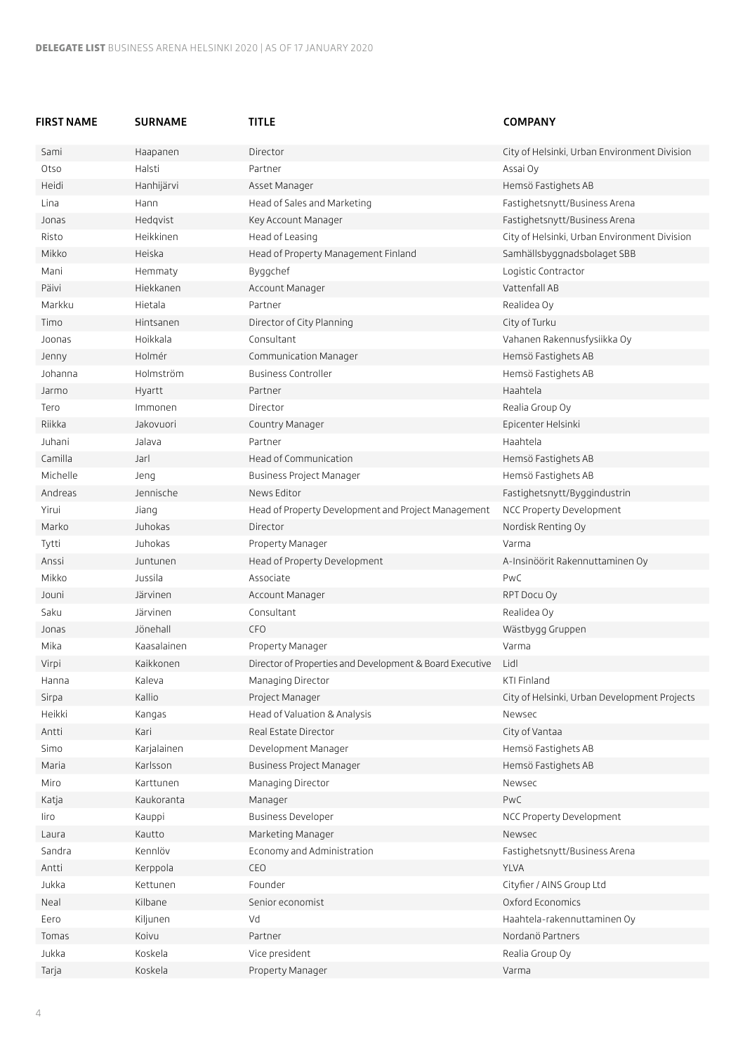**DELEGATE LIST** BUSINESS ARENA HELSINKI 2020 | AS OF 17 JANUARY 2020

| FIRST NAME | SURNAME | TITLE | COMPANY |
|---|---|---|---|
| Sami | Haapanen | Director | City of Helsinki, Urban Environment Division |
| Otso | Halsti | Partner | Assai Oy |
| Heidi | Hanhijärvi | Asset Manager | Hemsö Fastighets AB |
| Lina | Hann | Head of Sales and Marketing | Fastighetsnytt/Business Arena |
| Jonas | Hedqvist | Key Account Manager | Fastighetsnytt/Business Arena |
| Risto | Heikkinen | Head of Leasing | City of Helsinki, Urban Environment Division |
| Mikko | Heiska | Head of Property Management Finland | Samhällsbyggnadsbolaget SBB |
| Mani | Hemmaty | Byggchef | Logistic Contractor |
| Päivi | Hiekkanen | Account Manager | Vattenfall AB |
| Markku | Hietala | Partner | Realidea Oy |
| Timo | Hintsanen | Director of City Planning | City of Turku |
| Joonas | Hoikkala | Consultant | Vahanen Rakennusfysiikka Oy |
| Jenny | Holmér | Communication Manager | Hemsö Fastighets AB |
| Johanna | Holmström | Business Controller | Hemsö Fastighets AB |
| Jarmo | Hyartt | Partner | Haahtela |
| Tero | Immonen | Director | Realia Group Oy |
| Riikka | Jakovuori | Country Manager | Epicenter Helsinki |
| Juhani | Jalava | Partner | Haahtela |
| Camilla | Jarl | Head of Communication | Hemsö Fastighets AB |
| Michelle | Jeng | Business Project Manager | Hemsö Fastighets AB |
| Andreas | Jennische | News Editor | Fastighetsnytt/Byggindustrin |
| Yirui | Jiang | Head of Property Development and Project Management | NCC Property Development |
| Marko | Juhokas | Director | Nordisk Renting Oy |
| Tytti | Juhokas | Property Manager | Varma |
| Anssi | Juntunen | Head of Property Development | A-Insinöörit Rakennuttaminen Oy |
| Mikko | Jussila | Associate | PwC |
| Jouni | Järvinen | Account Manager | RPT Docu Oy |
| Saku | Järvinen | Consultant | Realidea Oy |
| Jonas | Jönehall | CFO | Wästbygg Gruppen |
| Mika | Kaasalainen | Property Manager | Varma |
| Virpi | Kaikkonen | Director of Properties and Development & Board Executive | Lidl |
| Hanna | Kaleva | Managing Director | KTI Finland |
| Sirpa | Kallio | Project Manager | City of Helsinki, Urban Development Projects |
| Heikki | Kangas | Head of Valuation & Analysis | Newsec |
| Antti | Kari | Real Estate Director | City of Vantaa |
| Simo | Karjalainen | Development Manager | Hemsö Fastighets AB |
| Maria | Karlsson | Business Project Manager | Hemsö Fastighets AB |
| Miro | Karttunen | Managing Director | Newsec |
| Katja | Kaukoranta | Manager | PwC |
| Iiro | Kauppi | Business Developer | NCC Property Development |
| Laura | Kautto | Marketing Manager | Newsec |
| Sandra | Kennlöv | Economy and Administration | Fastighetsnytt/Business Arena |
| Antti | Kerppola | CEO | YLVA |
| Jukka | Kettunen | Founder | Cityfier / AINS Group Ltd |
| Neal | Kilbane | Senior economist | Oxford Economics |
| Eero | Kiljunen | Vd | Haahtela-rakennuttaminen Oy |
| Tomas | Koivu | Partner | Nordanö Partners |
| Jukka | Koskela | Vice president | Realia Group Oy |
| Tarja | Koskela | Property Manager | Varma |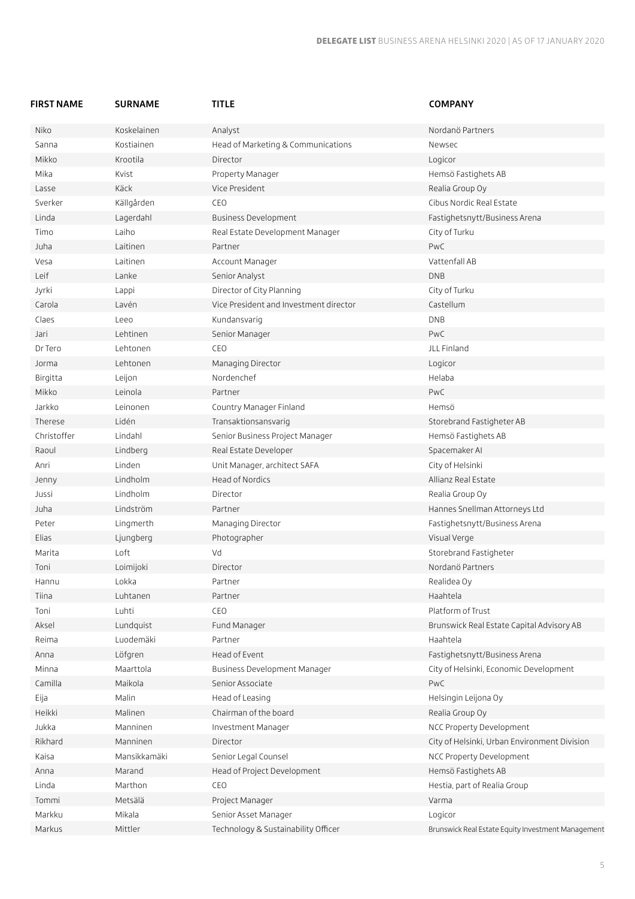| FIRST NAME | SURNAME | TITLE | COMPANY |
|---|---|---|---|
| Niko | Koskelainen | Analyst | Nordanö Partners |
| Sanna | Kostiainen | Head of Marketing & Communications | Newsec |
| Mikko | Krootila | Director | Logicor |
| Mika | Kvist | Property Manager | Hemsö Fastighets AB |
| Lasse | Käck | Vice President | Realia Group Oy |
| Sverker | Källgården | CEO | Cibus Nordic Real Estate |
| Linda | Lagerdahl | Business Development | Fastighetsnytt/Business Arena |
| Timo | Laiho | Real Estate Development Manager | City of Turku |
| Juha | Laitinen | Partner | PwC |
| Vesa | Laitinen | Account Manager | Vattenfall AB |
| Leif | Lanke | Senior Analyst | DNB |
| Jyrki | Lappi | Director of City Planning | City of Turku |
| Carola | Lavén | Vice President and Investment director | Castellum |
| Claes | Leeo | Kundansvarig | DNB |
| Jari | Lehtinen | Senior Manager | PwC |
| Dr Tero | Lehtonen | CEO | JLL Finland |
| Jorma | Lehtonen | Managing Director | Logicor |
| Birgitta | Leijon | Nordenchef | Helaba |
| Mikko | Leinola | Partner | PwC |
| Jarkko | Leinonen | Country Manager Finland | Hemsö |
| Therese | Lidén | Transaktionsansvarig | Storebrand Fastigheter AB |
| Christoffer | Lindahl | Senior Business Project Manager | Hemsö Fastighets AB |
| Raoul | Lindberg | Real Estate Developer | Spacemaker AI |
| Anri | Linden | Unit Manager, architect SAFA | City of Helsinki |
| Jenny | Lindholm | Head of Nordics | Allianz Real Estate |
| Jussi | Lindholm | Director | Realia Group Oy |
| Juha | Lindström | Partner | Hannes Snellman Attorneys Ltd |
| Peter | Lingmerth | Managing Director | Fastighetsnytt/Business Arena |
| Elias | Ljungberg | Photographer | Visual Verge |
| Marita | Loft | Vd | Storebrand Fastigheter |
| Toni | Loimijoki | Director | Nordanö Partners |
| Hannu | Lokka | Partner | Realidea Oy |
| Tiina | Luhtanen | Partner | Haahtela |
| Toni | Luhti | CEO | Platform of Trust |
| Aksel | Lundquist | Fund Manager | Brunswick Real Estate Capital Advisory AB |
| Reima | Luodemäki | Partner | Haahtela |
| Anna | Löfgren | Head of Event | Fastighetsnytt/Business Arena |
| Minna | Maarttola | Business Development Manager | City of Helsinki, Economic Development |
| Camilla | Maikola | Senior Associate | PwC |
| Eija | Malin | Head of Leasing | Helsingin Leijona Oy |
| Heikki | Malinen | Chairman of the board | Realia Group Oy |
| Jukka | Manninen | Investment Manager | NCC Property Development |
| Rikhard | Manninen | Director | City of Helsinki, Urban Environment Division |
| Kaisa | Mansikkamäki | Senior Legal Counsel | NCC Property Development |
| Anna | Marand | Head of Project Development | Hemsö Fastighets AB |
| Linda | Marthon | CEO | Hestia, part of Realia Group |
| Tommi | Metsälä | Project Manager | Varma |
| Markku | Mikala | Senior Asset Manager | Logicor |
| Markus | Mittler | Technology & Sustainability Officer | Brunswick Real Estate Equity Investment Management |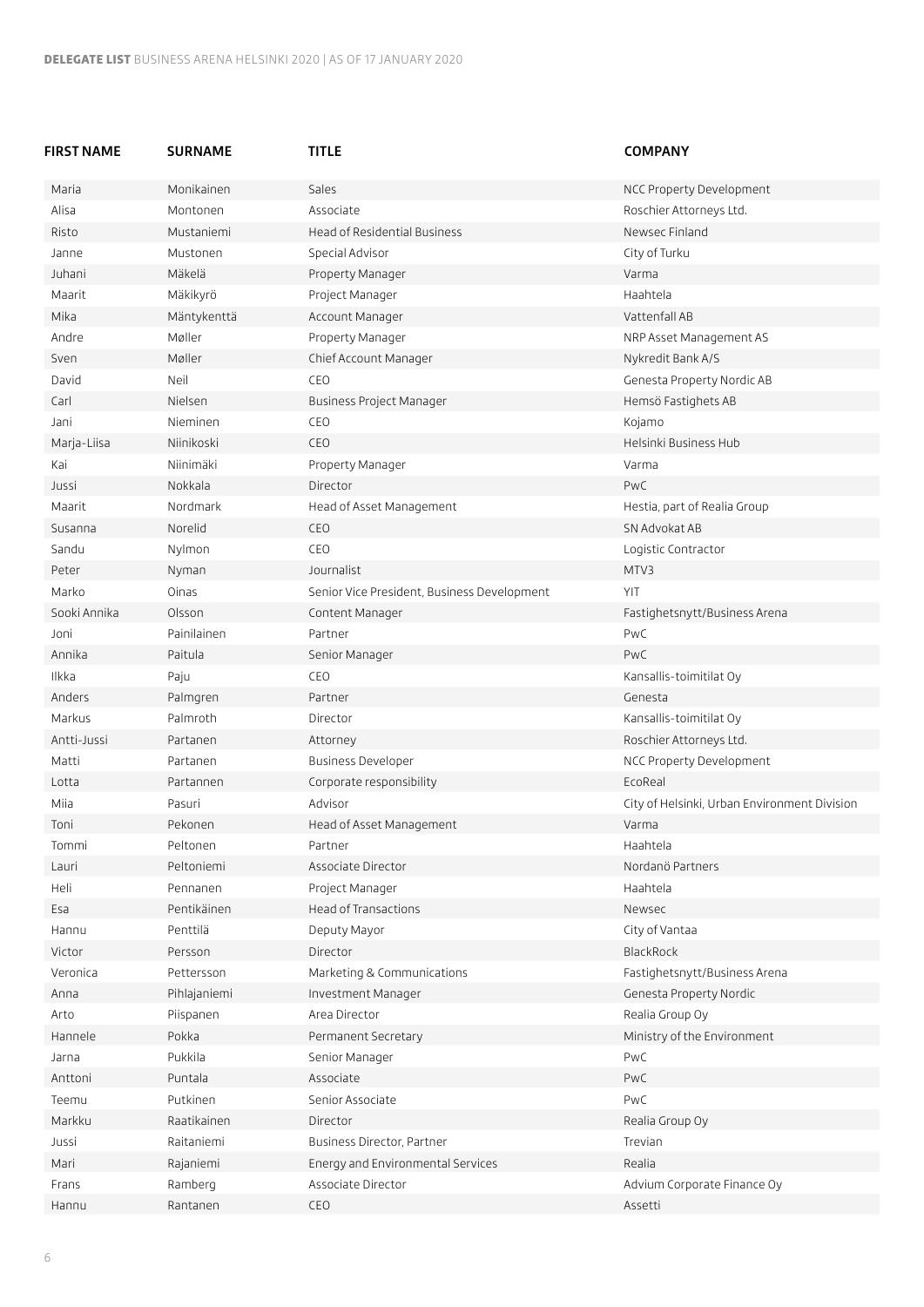| FIRST NAME | SURNAME | TITLE | COMPANY |
|---|---|---|---|
| Maria | Monikainen | Sales | NCC Property Development |
| Alisa | Montonen | Associate | Roschier Attorneys Ltd. |
| Risto | Mustaniemi | Head of Residential Business | Newsec Finland |
| Janne | Mustonen | Special Advisor | City of Turku |
| Juhani | Mäkelä | Property Manager | Varma |
| Maarit | Mäkikyrö | Project Manager | Haahtela |
| Mika | Mäntykenttä | Account Manager | Vattenfall AB |
| Andre | Møller | Property Manager | NRP Asset Management AS |
| Sven | Møller | Chief Account Manager | Nykredit Bank A/S |
| David | Neil | CEO | Genesta Property Nordic AB |
| Carl | Nielsen | Business Project Manager | Hemsö Fastighets AB |
| Jani | Nieminen | CEO | Kojamo |
| Marja-Liisa | Niinikoski | CEO | Helsinki Business Hub |
| Kai | Niinimäki | Property Manager | Varma |
| Jussi | Nokkala | Director | PwC |
| Maarit | Nordmark | Head of Asset Management | Hestia, part of Realia Group |
| Susanna | Norelid | CEO | SN Advokat AB |
| Sandu | Nylmon | CEO | Logistic Contractor |
| Peter | Nyman | Journalist | MTV3 |
| Marko | Oinas | Senior Vice President, Business Development | YIT |
| Sooki Annika | Olsson | Content Manager | Fastighetsnytt/Business Arena |
| Joni | Painilainen | Partner | PwC |
| Annika | Paitula | Senior Manager | PwC |
| Ilkka | Paju | CEO | Kansallis-toimitilat Oy |
| Anders | Palmgren | Partner | Genesta |
| Markus | Palmroth | Director | Kansallis-toimitilat Oy |
| Antti-Jussi | Partanen | Attorney | Roschier Attorneys Ltd. |
| Matti | Partanen | Business Developer | NCC Property Development |
| Lotta | Partannen | Corporate responsibility | EcoReal |
| Miia | Pasuri | Advisor | City of Helsinki, Urban Environment Division |
| Toni | Pekonen | Head of Asset Management | Varma |
| Tommi | Peltonen | Partner | Haahtela |
| Lauri | Peltoniemi | Associate Director | Nordanö Partners |
| Heli | Pennanen | Project Manager | Haahtela |
| Esa | Pentikäinen | Head of Transactions | Newsec |
| Hannu | Penttilä | Deputy Mayor | City of Vantaa |
| Victor | Persson | Director | BlackRock |
| Veronica | Pettersson | Marketing & Communications | Fastighetsnytt/Business Arena |
| Anna | Pihlajaniemi | Investment Manager | Genesta Property Nordic |
| Arto | Piispanen | Area Director | Realia Group Oy |
| Hannele | Pokka | Permanent Secretary | Ministry of the Environment |
| Jarna | Pukkila | Senior Manager | PwC |
| Anttoni | Puntala | Associate | PwC |
| Teemu | Putkinen | Senior Associate | PwC |
| Markku | Raatikainen | Director | Realia Group Oy |
| Jussi | Raitaniemi | Business Director, Partner | Trevian |
| Mari | Rajaniemi | Energy and Environmental Services | Realia |
| Frans | Ramberg | Associate Director | Advium Corporate Finance Oy |
| Hannu | Rantanen | CEO | Assetti |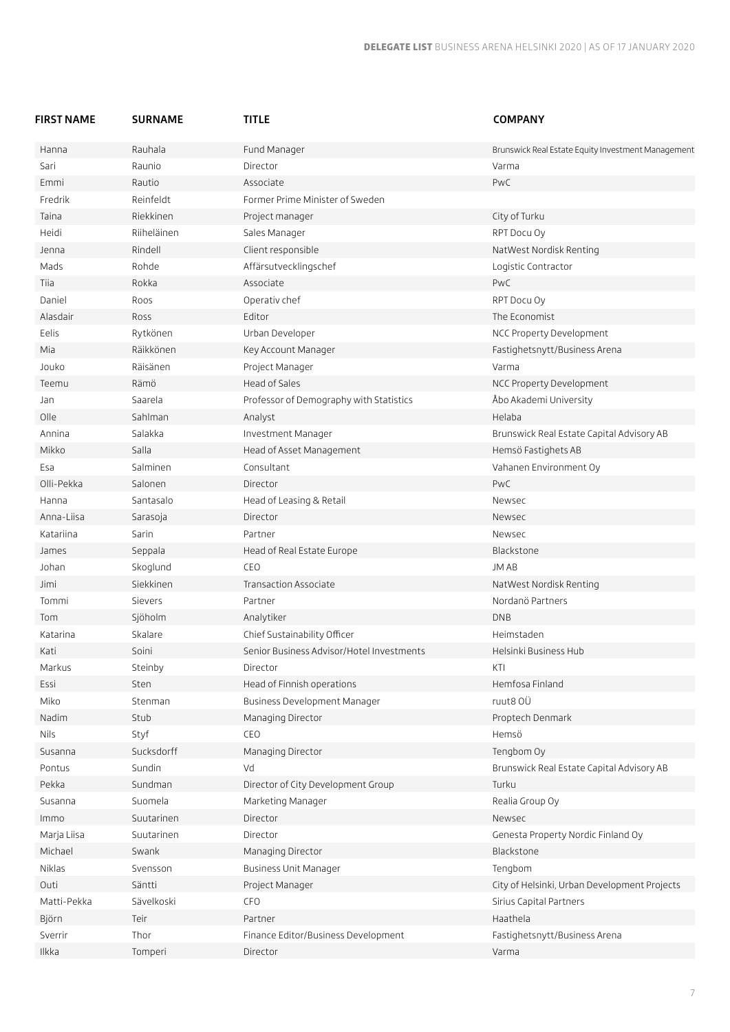| FIRST NAME | SURNAME | TITLE | COMPANY |
|---|---|---|---|
| Hanna | Rauhala | Fund Manager | Brunswick Real Estate Equity Investment Management |
| Sari | Raunio | Director | Varma |
| Emmi | Rautio | Associate | PwC |
| Fredrik | Reinfeldt | Former Prime Minister of Sweden | |
| Taina | Riekkinen | Project manager | City of Turku |
| Heidi | Riiheläinen | Sales Manager | RPT Docu Oy |
| Jenna | Rindell | Client responsible | NatWest Nordisk Renting |
| Mads | Rohde | Affärsutvecklingschef | Logistic Contractor |
| Tiia | Rokka | Associate | PwC |
| Daniel | Roos | Operativ chef | RPT Docu Oy |
| Alasdair | Ross | Editor | The Economist |
| Eelis | Rytkönen | Urban Developer | NCC Property Development |
| Mia | Räikkönen | Key Account Manager | Fastighetsnytt/Business Arena |
| Jouko | Räisänen | Project Manager | Varma |
| Teemu | Rämö | Head of Sales | NCC Property Development |
| Jan | Saarela | Professor of Demography with Statistics | Åbo Akademi University |
| Olle | Sahlman | Analyst | Helaba |
| Annina | Salakka | Investment Manager | Brunswick Real Estate Capital Advisory AB |
| Mikko | Salla | Head of Asset Management | Hemsö Fastighets AB |
| Esa | Salminen | Consultant | Vahanen Environment Oy |
| Olli-Pekka | Salonen | Director | PwC |
| Hanna | Santasalo | Head of Leasing & Retail | Newsec |
| Anna-Liisa | Sarasoja | Director | Newsec |
| Katariina | Sarin | Partner | Newsec |
| James | Seppala | Head of Real Estate Europe | Blackstone |
| Johan | Skoglund | CEO | JM AB |
| Jimi | Siekkinen | Transaction Associate | NatWest Nordisk Renting |
| Tommi | Sievers | Partner | Nordanö Partners |
| Tom | Sjöholm | Analytiker | DNB |
| Katarina | Skalare | Chief Sustainability Officer | Heimstaden |
| Kati | Soini | Senior Business Advisor/Hotel Investments | Helsinki Business Hub |
| Markus | Steinby | Director | KTI |
| Essi | Sten | Head of Finnish operations | Hemfosa Finland |
| Miko | Stenman | Business Development Manager | ruut8 OÜ |
| Nadim | Stub | Managing Director | Proptech Denmark |
| Nils | Styf | CEO | Hemsö |
| Susanna | Sucksdorff | Managing Director | Tengbom Oy |
| Pontus | Sundin | Vd | Brunswick Real Estate Capital Advisory AB |
| Pekka | Sundman | Director of City Development Group | Turku |
| Susanna | Suomela | Marketing Manager | Realia Group Oy |
| Immo | Suutarinen | Director | Newsec |
| Marja Liisa | Suutarinen | Director | Genesta Property Nordic Finland Oy |
| Michael | Swank | Managing Director | Blackstone |
| Niklas | Svensson | Business Unit Manager | Tengbom |
| Outi | Säntti | Project Manager | City of Helsinki, Urban Development Projects |
| Matti-Pekka | Sävelkoski | CFO | Sirius Capital Partners |
| Björn | Teir | Partner | Haathela |
| Sverrir | Thor | Finance Editor/Business Development | Fastighetsnytt/Business Arena |
| Ilkka | Tomperi | Director | Varma |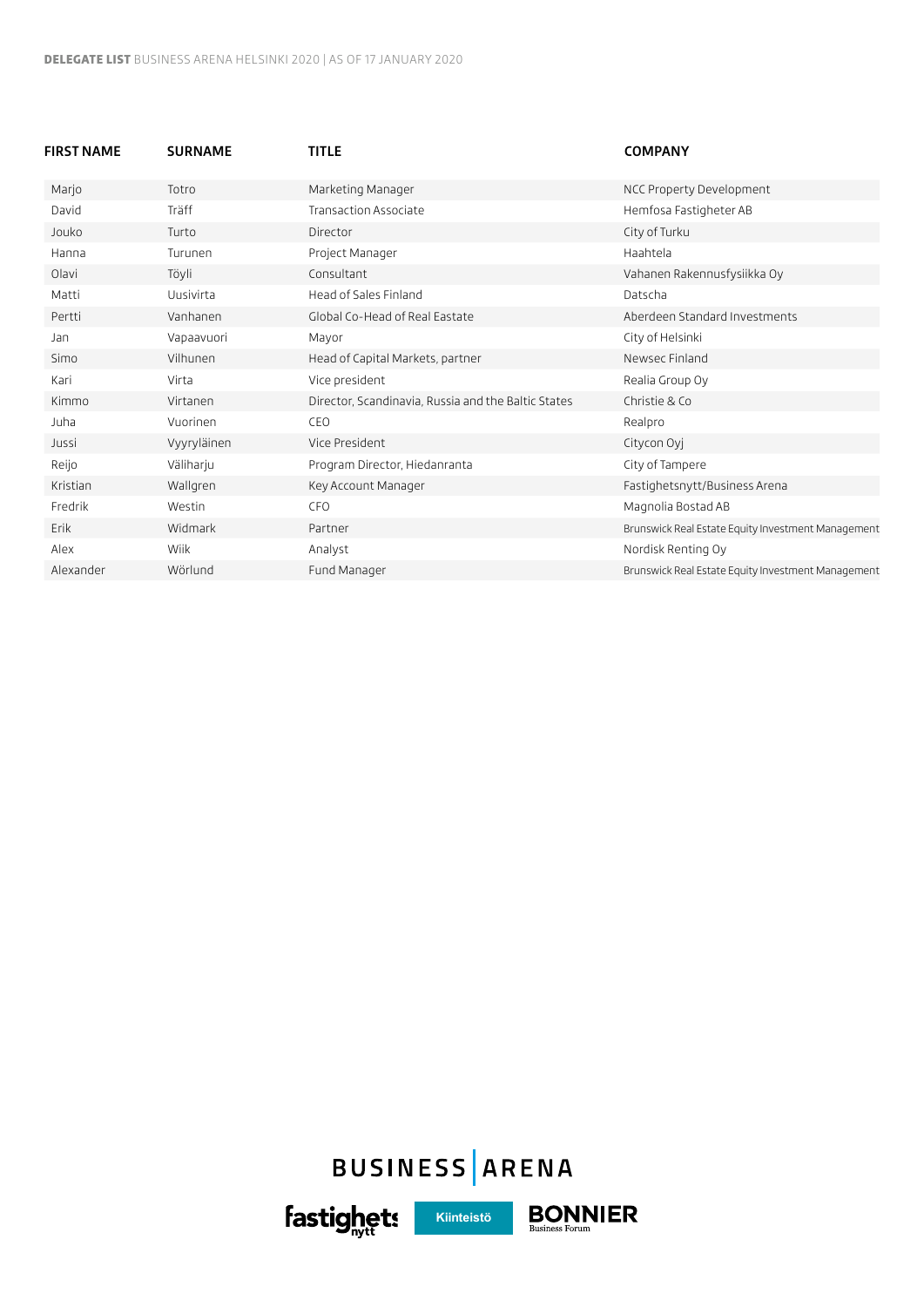| FIRST NAME | SURNAME | TITLE | COMPANY |
|---|---|---|---|
| Marjo | Totro | Marketing Manager | NCC Property Development |
| David | Träff | Transaction Associate | Hemfosa Fastigheter AB |
| Jouko | Turto | Director | City of Turku |
| Hanna | Turunen | Project Manager | Haahtela |
| Olavi | Töyli | Consultant | Vahanen Rakennusfysiikka Oy |
| Matti | Uusivirta | Head of Sales Finland | Datscha |
| Pertti | Vanhanen | Global Co-Head of Real Eastate | Aberdeen Standard Investments |
| Jan | Vapaavuori | Mayor | City of Helsinki |
| Simo | Vilhunen | Head of Capital Markets, partner | Newsec Finland |
| Kari | Virta | Vice president | Realia Group Oy |
| Kimmo | Virtanen | Director, Scandinavia, Russia and the Baltic States | Christie & Co |
| Juha | Vuorinen | CEO | Realpro |
| Jussi | Vyyryläinen | Vice President | Citycon Oyj |
| Reijo | Väliharju | Program Director, Hiedanranta | City of Tampere |
| Kristian | Wallgren | Key Account Manager | Fastighetsnytt/Business Arena |
| Fredrik | Westin | CFO | Magnolia Bostad AB |
| Erik | Widmark | Partner | Brunswick Real Estate Equity Investment Management |
| Alex | Wiik | Analyst | Nordisk Renting Oy |
| Alexander | Wörlund | Fund Manager | Brunswick Real Estate Equity Investment Management |